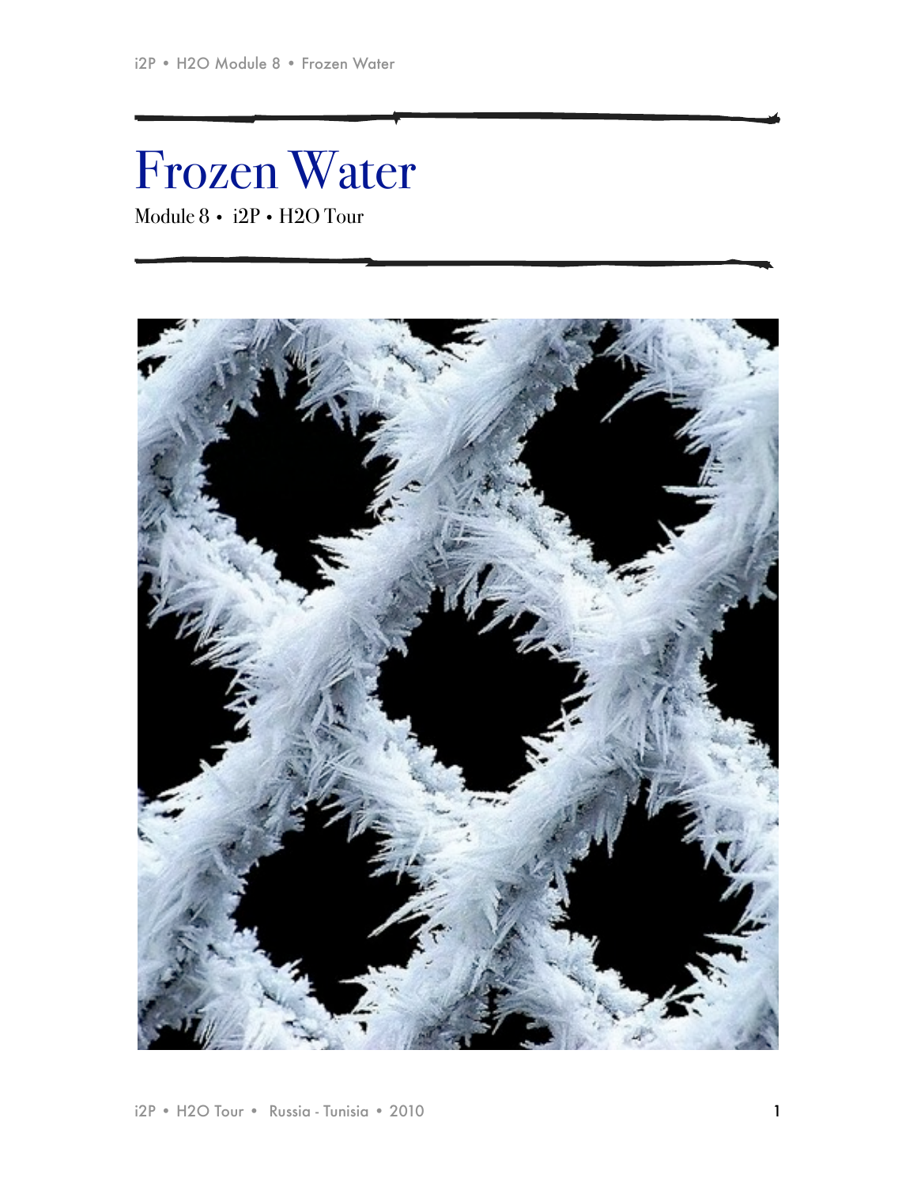# Frozen Water

Module 8 • i2P • H2O Tour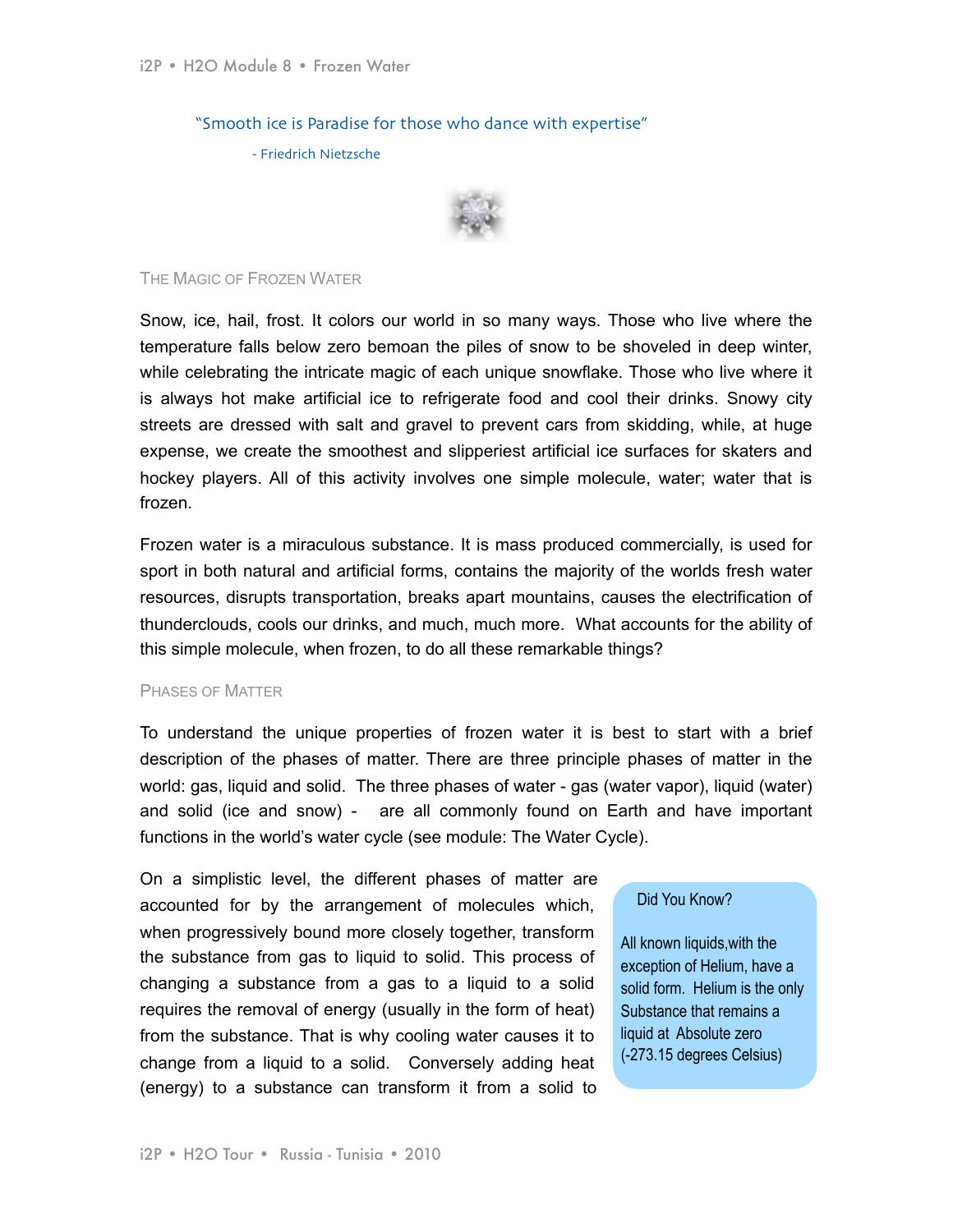> "Smooth ice is Paradise for those who dance with expertise"
>
> - Friedrich Nietzsche

## The Magic of Frozen Water

Snow, ice, hail, frost. It colors our world in so many ways. Those who live where the temperature falls below zero bemoan the piles of snow to be shoveled in deep winter, while celebrating the intricate magic of each unique snowflake. Those who live where it is always hot make artificial ice to refrigerate food and cool their drinks. Snowy city streets are dressed with salt and gravel to prevent cars from skidding, while, at huge expense, we create the smoothest and slipperiest artificial ice surfaces for skaters and hockey players. All of this activity involves one simple molecule, water; water that is frozen.

Frozen water is a miraculous substance. It is mass produced commercially, is used for sport in both natural and artificial forms, contains the majority of the worlds fresh water resources, disrupts transportation, breaks apart mountains, causes the electrification of thunderclouds, cools our drinks, and much, much more. What accounts for the ability of this simple molecule, when frozen, to do all these remarkable things?

## Phases of Matter

To understand the unique properties of frozen water it is best to start with a brief description of the phases of matter. There are three principle phases of matter in the world: gas, liquid and solid. The three phases of water - gas (water vapor), liquid (water) and solid (ice and snow) - are all commonly found on Earth and have important functions in the world's water cycle (see module: The Water Cycle).

On a simplistic level, the different phases of matter are accounted for by the arrangement of molecules which, when progressively bound more closely together, transform the substance from gas to liquid to solid. This process of changing a substance from a gas to a liquid to a solid requires the removal of energy (usually in the form of heat) from the substance. That is why cooling water causes it to change from a liquid to a solid. Conversely adding heat (energy) to a substance can transform it from a solid to

> **Did You Know?**
>
> All known liquids,with the exception of Helium, have a solid form. Helium is the only Substance that remains a liquid at Absolute zero (-273.15 degrees Celsius)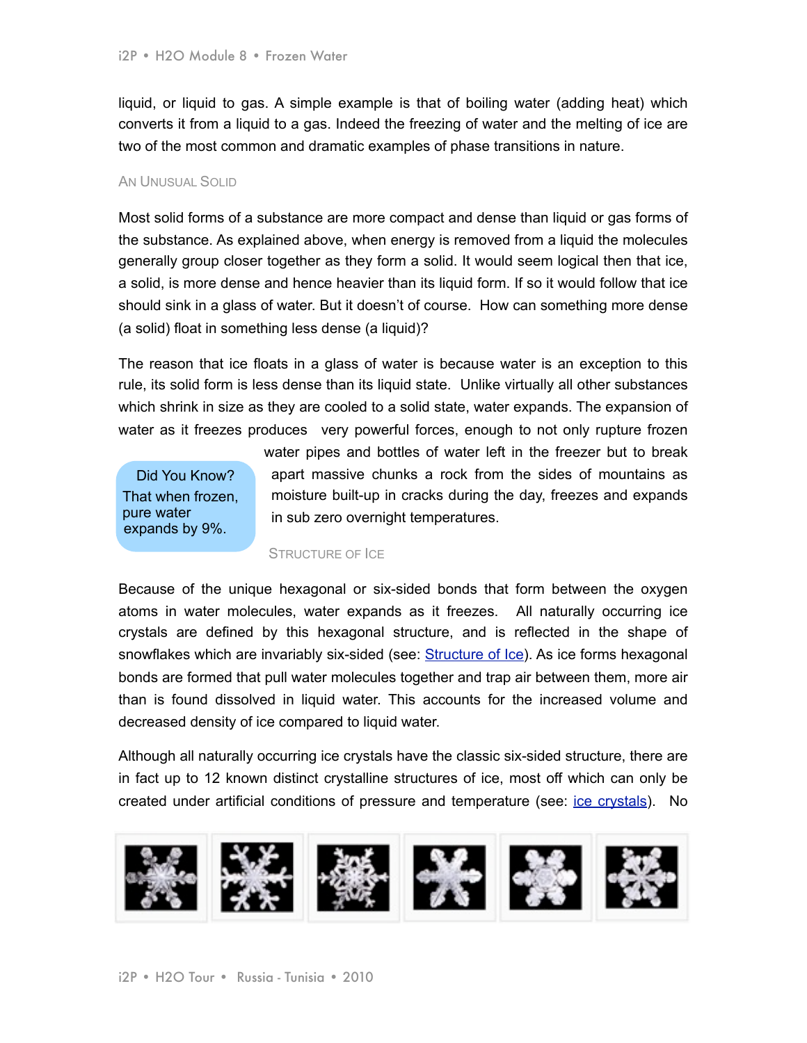liquid, or liquid to gas. A simple example is that of boiling water (adding heat) which converts it from a liquid to a gas. Indeed the freezing of water and the melting of ice are two of the most common and dramatic examples of phase transitions in nature.

### An Unusual Solid

Most solid forms of a substance are more compact and dense than liquid or gas forms of the substance. As explained above, when energy is removed from a liquid the molecules generally group closer together as they form a solid. It would seem logical then that ice, a solid, is more dense and hence heavier than its liquid form. If so it would follow that ice should sink in a glass of water. But it doesn't of course. How can something more dense (a solid) float in something less dense (a liquid)?

The reason that ice floats in a glass of water is because water is an exception to this rule, its solid form is less dense than its liquid state. Unlike virtually all other substances which shrink in size as they are cooled to a solid state, water expands. The expansion of water as it freezes produces very powerful forces, enough to not only rupture frozen water pipes and bottles of water left in the freezer but to break apart massive chunks a rock from the sides of mountains as moisture built-up in cracks during the day, freezes and expands in sub zero overnight temperatures.

> **Did You Know?**
> That when frozen, pure water expands by 9%.

### Structure of Ice

Because of the unique hexagonal or six-sided bonds that form between the oxygen atoms in water molecules, water expands as it freezes. All naturally occurring ice crystals are defined by this hexagonal structure, and is reflected in the shape of snowflakes which are invariably six-sided (see: [Structure of Ice]). As ice forms hexagonal bonds are formed that pull water molecules together and trap air between them, more air than is found dissolved in liquid water. This accounts for the increased volume and decreased density of ice compared to liquid water.

Although all naturally occurring ice crystals have the classic six-sided structure, there are in fact up to 12 known distinct crystalline structures of ice, most off which can only be created under artificial conditions of pressure and temperature (see: [ice crystals]). No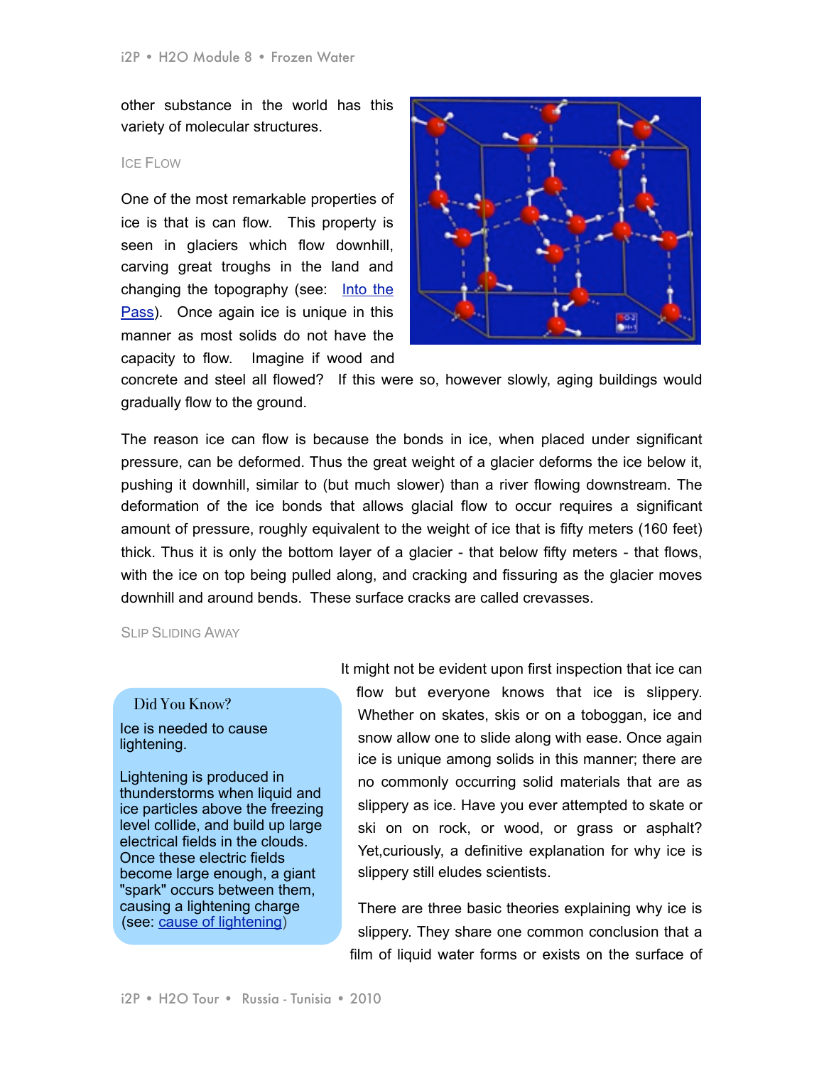other substance in the world has this variety of molecular structures.

### Ice Flow

One of the most remarkable properties of ice is that is can flow. This property is seen in glaciers which flow downhill, carving great troughs in the land and changing the topography (see: [Into the Pass](#)). Once again ice is unique in this manner as most solids do not have the capacity to flow. Imagine if wood and concrete and steel all flowed? If this were so, however slowly, aging buildings would gradually flow to the ground.

The reason ice can flow is because the bonds in ice, when placed under significant pressure, can be deformed. Thus the great weight of a glacier deforms the ice below it, pushing it downhill, similar to (but much slower) than a river flowing downstream. The deformation of the ice bonds that allows glacial flow to occur requires a significant amount of pressure, roughly equivalent to the weight of ice that is fifty meters (160 feet) thick. Thus it is only the bottom layer of a glacier - that below fifty meters - that flows, with the ice on top being pulled along, and cracking and fissuring as the glacier moves downhill and around bends. These surface cracks are called crevasses.

### Slip Sliding Away

It might not be evident upon first inspection that ice can flow but everyone knows that ice is slippery. Whether on skates, skis or on a toboggan, ice and snow allow one to slide along with ease. Once again ice is unique among solids in this manner; there are no commonly occurring solid materials that are as slippery as ice. Have you ever attempted to skate or ski on on rock, or wood, or grass or asphalt? Yet,curiously, a definitive explanation for why ice is slippery still eludes scientists.

There are three basic theories explaining why ice is slippery. They share one common conclusion that a film of liquid water forms or exists on the surface of

> **Did You Know?**
>
> Ice is needed to cause lightening.
>
> Lightening is produced in thunderstorms when liquid and ice particles above the freezing level collide, and build up large electrical fields in the clouds. Once these electric fields become large enough, a giant "spark" occurs between them, causing a lightening charge (see: [cause of lightening](#))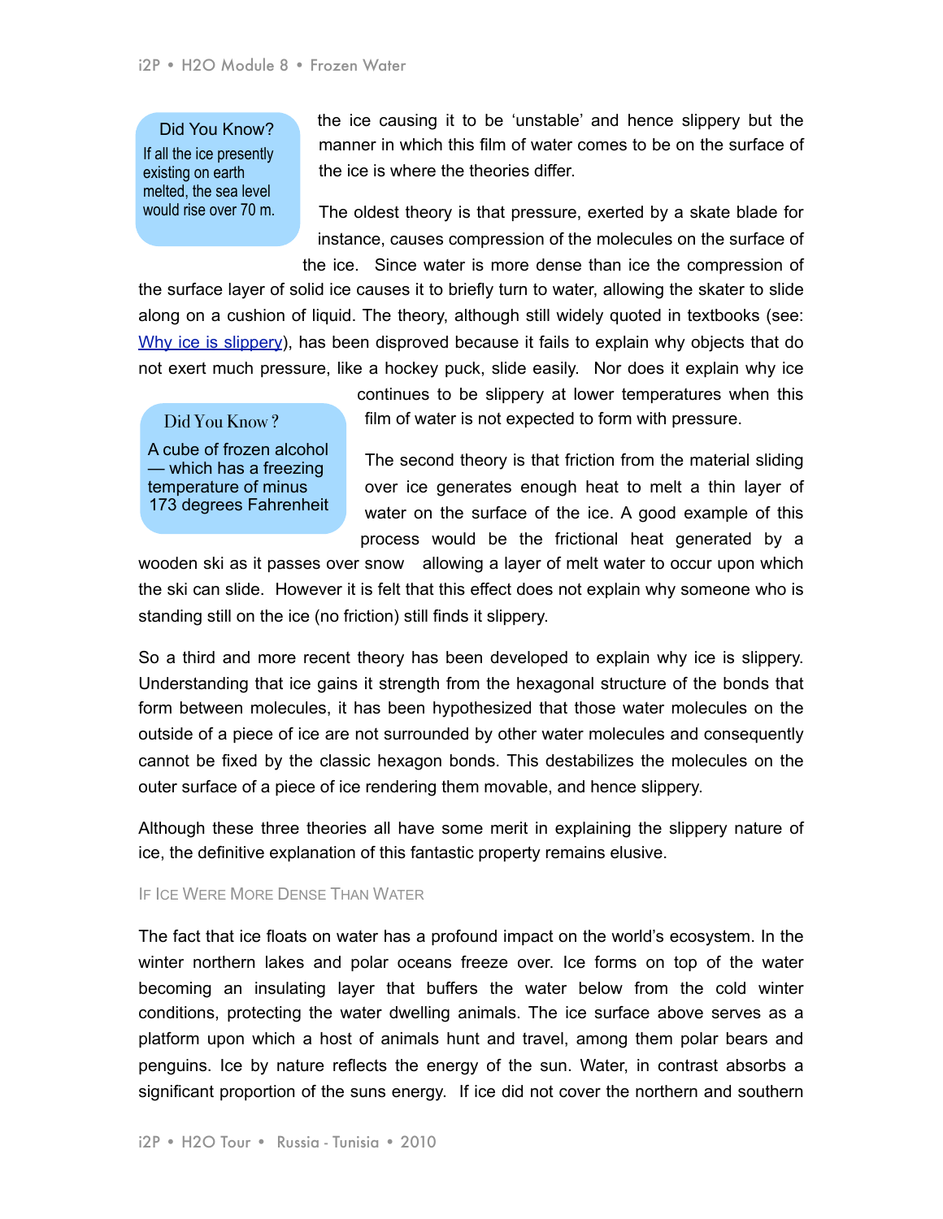> **Did You Know?**
> If all the ice presently existing on earth melted, the sea level would rise over 70 m.

the ice causing it to be 'unstable' and hence slippery but the manner in which this film of water comes to be on the surface of the ice is where the theories differ.

The oldest theory is that pressure, exerted by a skate blade for instance, causes compression of the molecules on the surface of the ice. Since water is more dense than ice the compression of the surface layer of solid ice causes it to briefly turn to water, allowing the skater to slide along on a cushion of liquid. The theory, although still widely quoted in textbooks (see: [Why ice is slippery]), has been disproved because it fails to explain why objects that do not exert much pressure, like a hockey puck, slide easily. Nor does it explain why ice continues to be slippery at lower temperatures when this film of water is not expected to form with pressure.

> **Did You Know?**
> A cube of frozen alcohol — which has a freezing temperature of minus 173 degrees Fahrenheit

The second theory is that friction from the material sliding over ice generates enough heat to melt a thin layer of water on the surface of the ice. A good example of this process would be the frictional heat generated by a wooden ski as it passes over snow allowing a layer of melt water to occur upon which the ski can slide. However it is felt that this effect does not explain why someone who is standing still on the ice (no friction) still finds it slippery.

So a third and more recent theory has been developed to explain why ice is slippery. Understanding that ice gains it strength from the hexagonal structure of the bonds that form between molecules, it has been hypothesized that those water molecules on the outside of a piece of ice are not surrounded by other water molecules and consequently cannot be fixed by the classic hexagon bonds. This destabilizes the molecules on the outer surface of a piece of ice rendering them movable, and hence slippery.

Although these three theories all have some merit in explaining the slippery nature of ice, the definitive explanation of this fantastic property remains elusive.

## If Ice Were More Dense Than Water

The fact that ice floats on water has a profound impact on the world's ecosystem. In the winter northern lakes and polar oceans freeze over. Ice forms on top of the water becoming an insulating layer that buffers the water below from the cold winter conditions, protecting the water dwelling animals. The ice surface above serves as a platform upon which a host of animals hunt and travel, among them polar bears and penguins. Ice by nature reflects the energy of the sun. Water, in contrast absorbs a significant proportion of the suns energy. If ice did not cover the northern and southern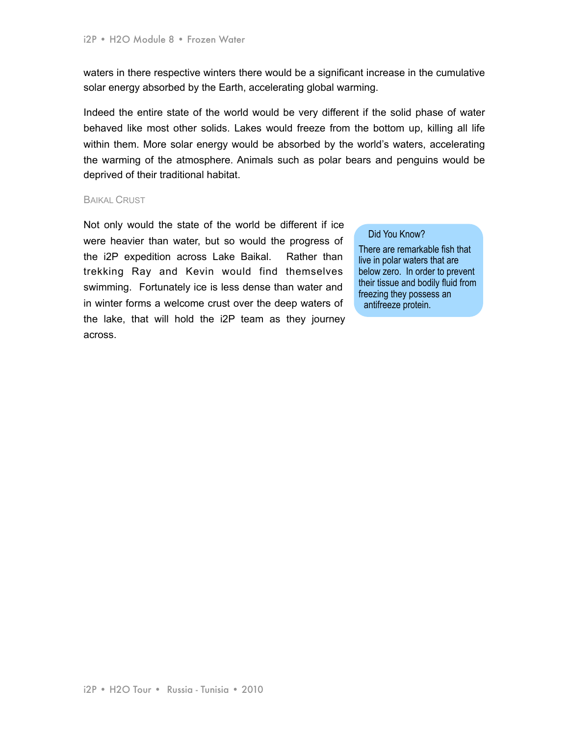waters in there respective winters there would be a significant increase in the cumulative solar energy absorbed by the Earth, accelerating global warming.

Indeed the entire state of the world would be very different if the solid phase of water behaved like most other solids. Lakes would freeze from the bottom up, killing all life within them. More solar energy would be absorbed by the world's waters, accelerating the warming of the atmosphere. Animals such as polar bears and penguins would be deprived of their traditional habitat.

### Baikal Crust

Not only would the state of the world be different if ice were heavier than water, but so would the progress of the i2P expedition across Lake Baikal. Rather than trekking Ray and Kevin would find themselves swimming. Fortunately ice is less dense than water and in winter forms a welcome crust over the deep waters of the lake, that will hold the i2P team as they journey across.

> **Did You Know?**
>
> There are remarkable fish that live in polar waters that are below zero. In order to prevent their tissue and bodily fluid from freezing they possess an antifreeze protein.